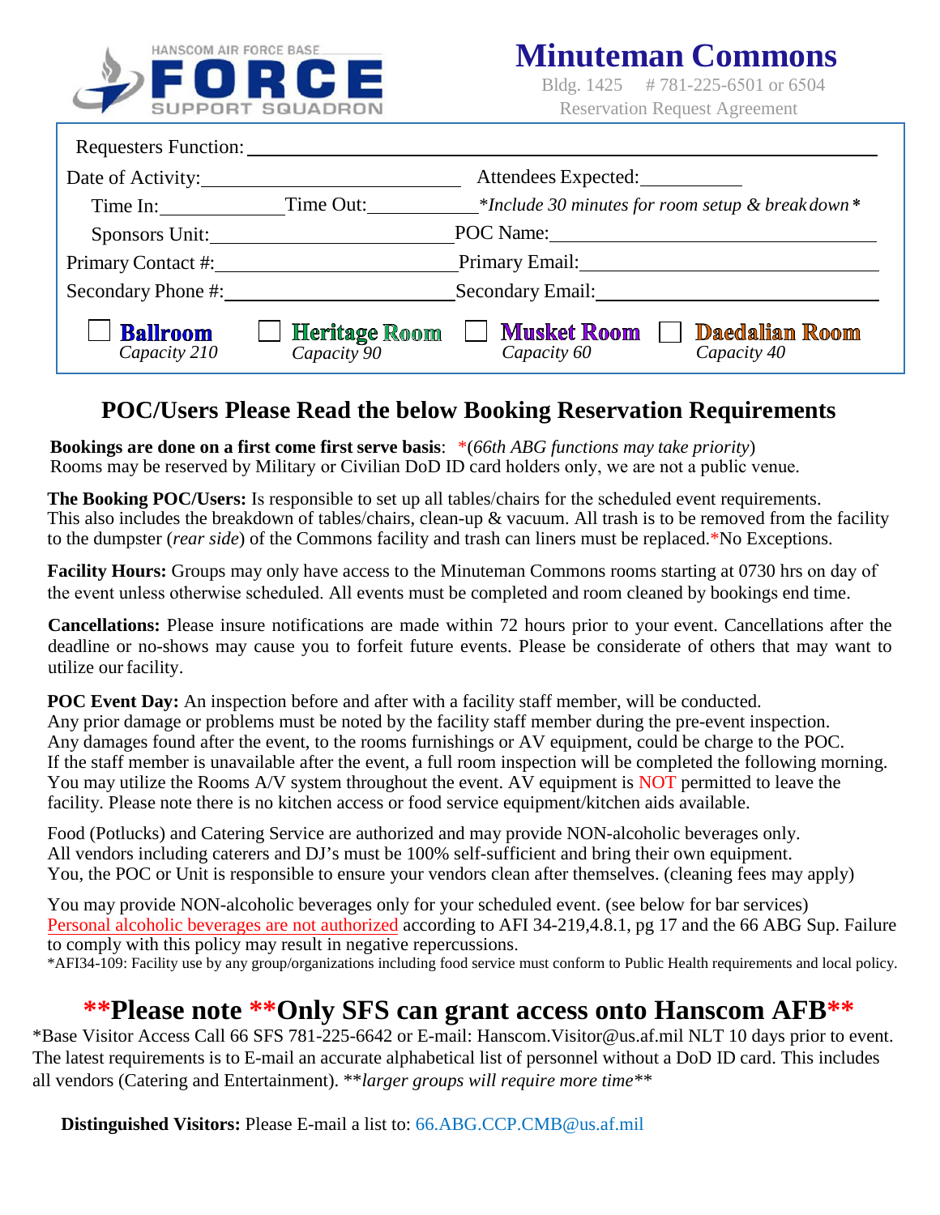HANSCOM AIR FORCE BASE **FORCE** SUPPORT SQUADRON

# Minuteman Commons

Bldg. 1425 # 781-225-6501 or 6504

Reservation Request Agreement

Requesters Function: ______________________________

Date of Activity: ____________________ Attendees Expected: __________

Time In: ____________ Time Out: ____________ *\*Include 30 minutes for room setup & break down\**

Sponsors Unit: ____________________ POC Name: ____________________

Primary Contact #: ____________________ Primary Email: ____________________

Secondary Phone #: ____________________ Secondary Email: ____________________

☐ **Ballroom** *Capacity 210*  ☐ **Heritage Room** *Capacity 90*  ☐ **Musket Room** *Capacity 60*  ☐ **Daedalian Room** *Capacity 40*

## POC/Users Please Read the below Booking Reservation Requirements

**Bookings are done on a first come first serve basis**: \*(*66th ABG functions may take priority*)
Rooms may be reserved by Military or Civilian DoD ID card holders only, we are not a public venue.

**The Booking POC/Users:** Is responsible to set up all tables/chairs for the scheduled event requirements. This also includes the breakdown of tables/chairs, clean-up & vacuum. All trash is to be removed from the facility to the dumpster (*rear side*) of the Commons facility and trash can liners must be replaced.\*No Exceptions.

**Facility Hours:** Groups may only have access to the Minuteman Commons rooms starting at 0730 hrs on day of the event unless otherwise scheduled. All events must be completed and room cleaned by bookings end time.

**Cancellations:** Please insure notifications are made within 72 hours prior to your event. Cancellations after the deadline or no-shows may cause you to forfeit future events. Please be considerate of others that may want to utilize our facility.

**POC Event Day:** An inspection before and after with a facility staff member, will be conducted.
Any prior damage or problems must be noted by the facility staff member during the pre-event inspection.
Any damages found after the event, to the rooms furnishings or AV equipment, could be charge to the POC.
If the staff member is unavailable after the event, a full room inspection will be completed the following morning.
You may utilize the Rooms A/V system throughout the event. AV equipment is NOT permitted to leave the facility. Please note there is no kitchen access or food service equipment/kitchen aids available.

Food (Potlucks) and Catering Service are authorized and may provide NON-alcoholic beverages only.
All vendors including caterers and DJ's must be 100% self-sufficient and bring their own equipment.
You, the POC or Unit is responsible to ensure your vendors clean after themselves. (cleaning fees may apply)

You may provide NON-alcoholic beverages only for your scheduled event. (see below for bar services)
Personal alcoholic beverages are not authorized according to AFI 34-219,4.8.1, pg 17 and the 66 ABG Sup. Failure to comply with this policy may result in negative repercussions.
\*AFI34-109: Facility use by any group/organizations including food service must conform to Public Health requirements and local policy.

## \*\*Please note \*\*Only SFS can grant access onto Hanscom AFB\*\*

\*Base Visitor Access Call 66 SFS 781-225-6642 or E-mail: Hanscom.Visitor@us.af.mil NLT 10 days prior to event. The latest requirements is to E-mail an accurate alphabetical list of personnel without a DoD ID card. This includes all vendors (Catering and Entertainment). \*\**larger groups will require more time*\*\*

**Distinguished Visitors:** Please E-mail a list to: 66.ABG.CCP.CMB@us.af.mil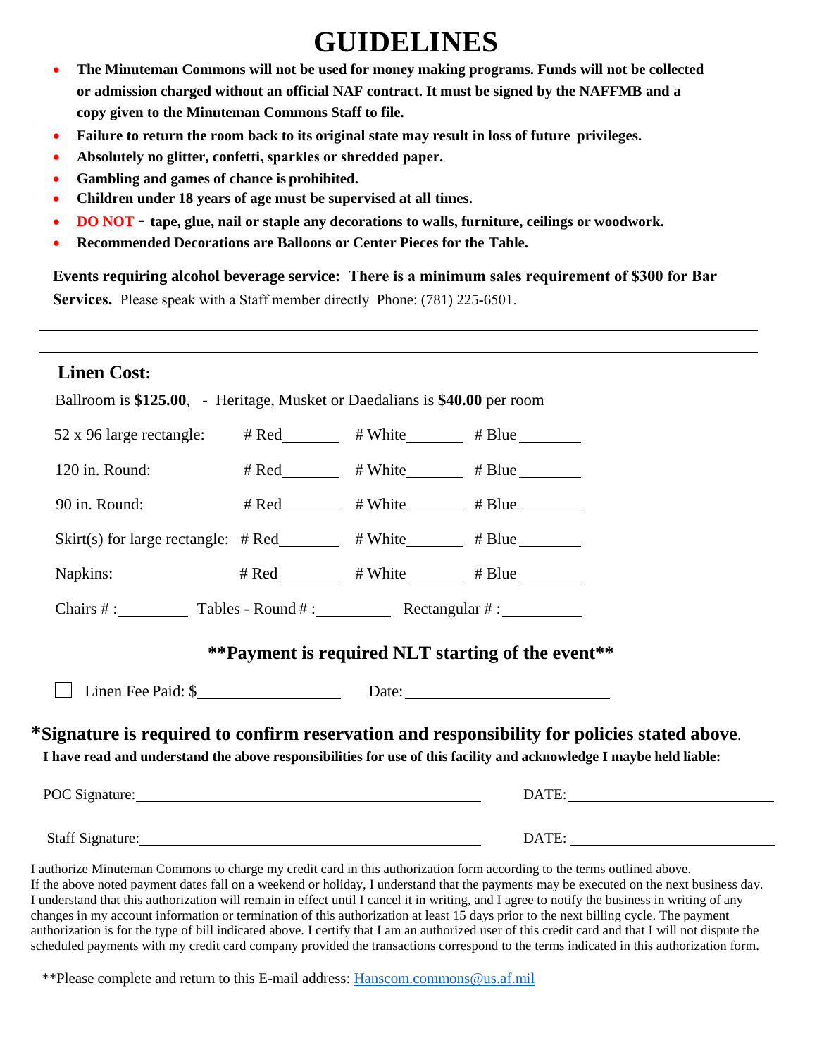# GUIDELINES

- **The Minuteman Commons will not be used for money making programs. Funds will not be collected or admission charged without an official NAF contract. It must be signed by the NAFFMB and a copy given to the Minuteman Commons Staff to file.**
- **Failure to return the room back to its original state may result in loss of future privileges.**
- **Absolutely no glitter, confetti, sparkles or shredded paper.**
- **Gambling and games of chance is prohibited.**
- **Children under 18 years of age must be supervised at all times.**
- **DO NOT - tape, glue, nail or staple any decorations to walls, furniture, ceilings or woodwork.**
- **Recommended Decorations are Balloons or Center Pieces for the Table.**

**Events requiring alcohol beverage service: There is a minimum sales requirement of $300 for Bar Services.** Please speak with a Staff member directly Phone: (781) 225-6501.

---

---

## Linen Cost:

Ballroom is **$125.00**, - Heritage, Musket or Daedalians is **$40.00** per room

| | | | |
|---|---|---|---|
| 52 x 96 large rectangle: | # Red______ | # White______ | # Blue______ |
| 120 in. Round: | # Red______ | # White______ | # Blue______ |
| 90 in. Round: | # Red______ | # White______ | # Blue______ |
| Skirt(s) for large rectangle: | # Red______ | # White______ | # Blue______ |
| Napkins: | # Red______ | # White______ | # Blue______ |

Chairs # :________ Tables - Round # :________ Rectangular # :________

**\*\*Payment is required NLT starting of the event\*\***

☐ Linen Fee Paid: $________________ Date:________________________

**\*Signature is required to confirm reservation and responsibility for policies stated above.**

**I have read and understand the above responsibilities for use of this facility and acknowledge I maybe held liable:**

POC Signature:________________________________________ DATE:________________________

Staff Signature:________________________________________ DATE:________________________

I authorize Minuteman Commons to charge my credit card in this authorization form according to the terms outlined above. If the above noted payment dates fall on a weekend or holiday, I understand that the payments may be executed on the next business day. I understand that this authorization will remain in effect until I cancel it in writing, and I agree to notify the business in writing of any changes in my account information or termination of this authorization at least 15 days prior to the next billing cycle. The payment authorization is for the type of bill indicated above. I certify that I am an authorized user of this credit card and that I will not dispute the scheduled payments with my credit card company provided the transactions correspond to the terms indicated in this authorization form.

**Please complete and return to this E-mail address: Hanscom.commons@us.af.mil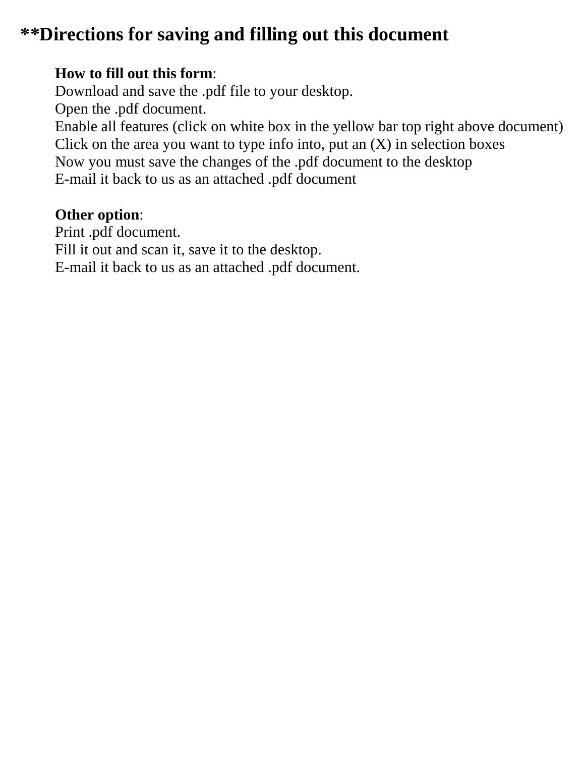## **Directions for saving and filling out this document

**How to fill out this form**:
Download and save the .pdf file to your desktop.
Open the .pdf document.
Enable all features (click on white box in the yellow bar top right above document)
Click on the area you want to type info into, put an (X) in selection boxes
Now you must save the changes of the .pdf document to the desktop
E-mail it back to us as an attached .pdf document

**Other option**:
Print .pdf document.
Fill it out and scan it, save it to the desktop.
E-mail it back to us as an attached .pdf document.